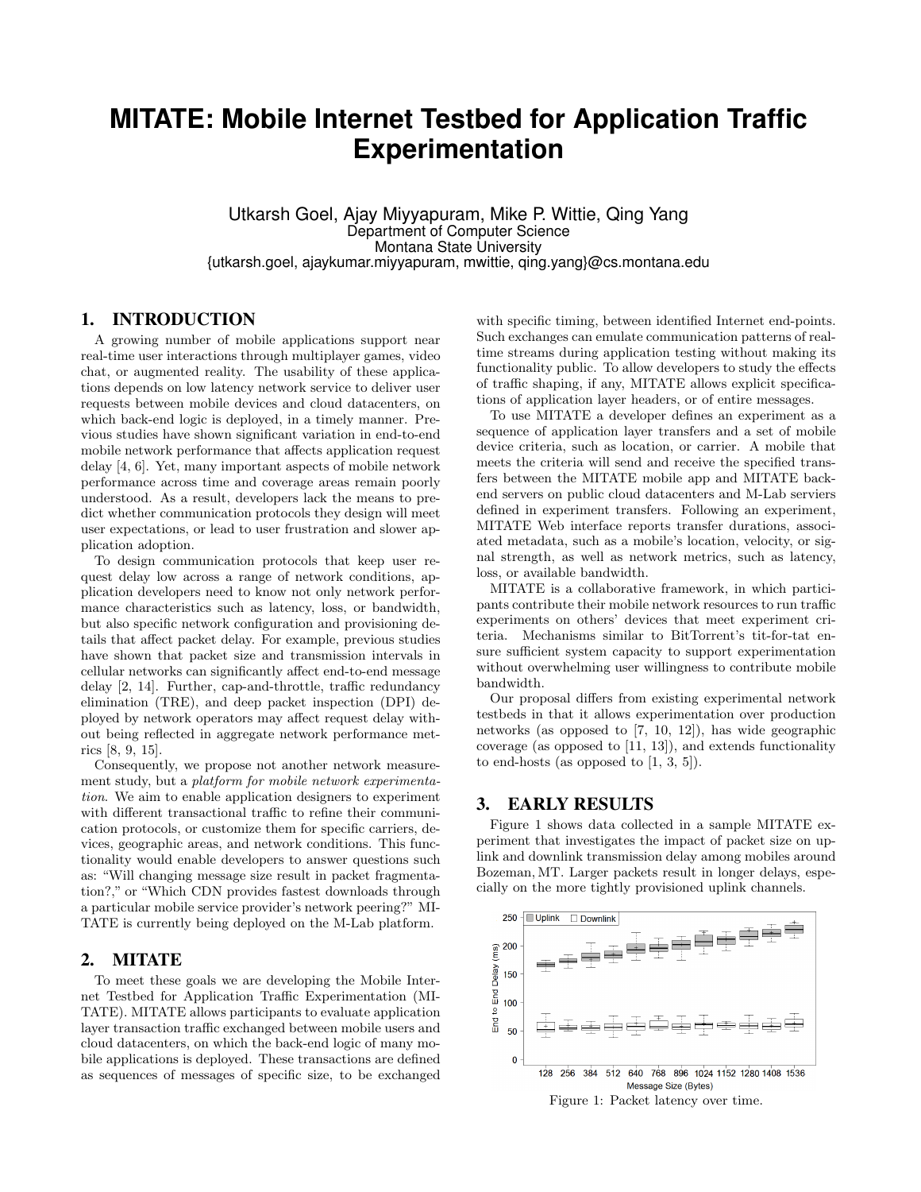# MITATE: Mobile Internet Testbed for Application Traffic Experimentation

Utkarsh Goel, Ajay Miyyapuram, Mike P. Wittie, Qing Yang
Department of Computer Science
Montana State University
{utkarsh.goel, ajaykumar.miyyapuram, mwittie, qing.yang}@cs.montana.edu

## 1. INTRODUCTION

A growing number of mobile applications support near real-time user interactions through multiplayer games, video chat, or augmented reality. The usability of these applications depends on low latency network service to deliver user requests between mobile devices and cloud datacenters, on which back-end logic is deployed, in a timely manner. Previous studies have shown significant variation in end-to-end mobile network performance that affects application request delay [4, 6]. Yet, many important aspects of mobile network performance across time and coverage areas remain poorly understood. As a result, developers lack the means to predict whether communication protocols they design will meet user expectations, or lead to user frustration and slower application adoption.

To design communication protocols that keep user request delay low across a range of network conditions, application developers need to know not only network performance characteristics such as latency, loss, or bandwidth, but also specific network configuration and provisioning details that affect packet delay. For example, previous studies have shown that packet size and transmission intervals in cellular networks can significantly affect end-to-end message delay [2, 14]. Further, cap-and-throttle, traffic redundancy elimination (TRE), and deep packet inspection (DPI) deployed by network operators may affect request delay without being reflected in aggregate network performance metrics [8, 9, 15].

Consequently, we propose not another network measurement study, but a *platform for mobile network experimentation*. We aim to enable application designers to experiment with different transactional traffic to refine their communication protocols, or customize them for specific carriers, devices, geographic areas, and network conditions. This functionality would enable developers to answer questions such as: "Will changing message size result in packet fragmentation?," or "Which CDN provides fastest downloads through a particular mobile service provider's network peering?" MITATE is currently being deployed on the M-Lab platform.

## 2. MITATE

To meet these goals we are developing the Mobile Internet Testbed for Application Traffic Experimentation (MITATE). MITATE allows participants to evaluate application layer transaction traffic exchanged between mobile users and cloud datacenters, on which the back-end logic of many mobile applications is deployed. These transactions are defined as sequences of messages of specific size, to be exchanged with specific timing, between identified Internet end-points. Such exchanges can emulate communication patterns of real-time streams during application testing without making its functionality public. To allow developers to study the effects of traffic shaping, if any, MITATE allows explicit specifications of application layer headers, or of entire messages.

To use MITATE a developer defines an experiment as a sequence of application layer transfers and a set of mobile device criteria, such as location, or carrier. A mobile that meets the criteria will send and receive the specified transfers between the MITATE mobile app and MITATE backend servers on public cloud datacenters and M-Lab serviers defined in experiment transfers. Following an experiment, MITATE Web interface reports transfer durations, associated metadata, such as a mobile's location, velocity, or signal strength, as well as network metrics, such as latency, loss, or available bandwidth.

MITATE is a collaborative framework, in which participants contribute their mobile network resources to run traffic experiments on others' devices that meet experiment criteria. Mechanisms similar to BitTorrent's tit-for-tat ensure sufficient system capacity to support experimentation without overwhelming user willingness to contribute mobile bandwidth.

Our proposal differs from existing experimental network testbeds in that it allows experimentation over production networks (as opposed to [7, 10, 12]), has wide geographic coverage (as opposed to [11, 13]), and extends functionality to end-hosts (as opposed to [1, 3, 5]).

## 3. EARLY RESULTS

Figure 1 shows data collected in a sample MITATE experiment that investigates the impact of packet size on uplink and downlink transmission delay among mobiles around Bozeman, MT. Larger packets result in longer delays, especially on the more tightly provisioned uplink channels.

Figure 1: Packet latency over time.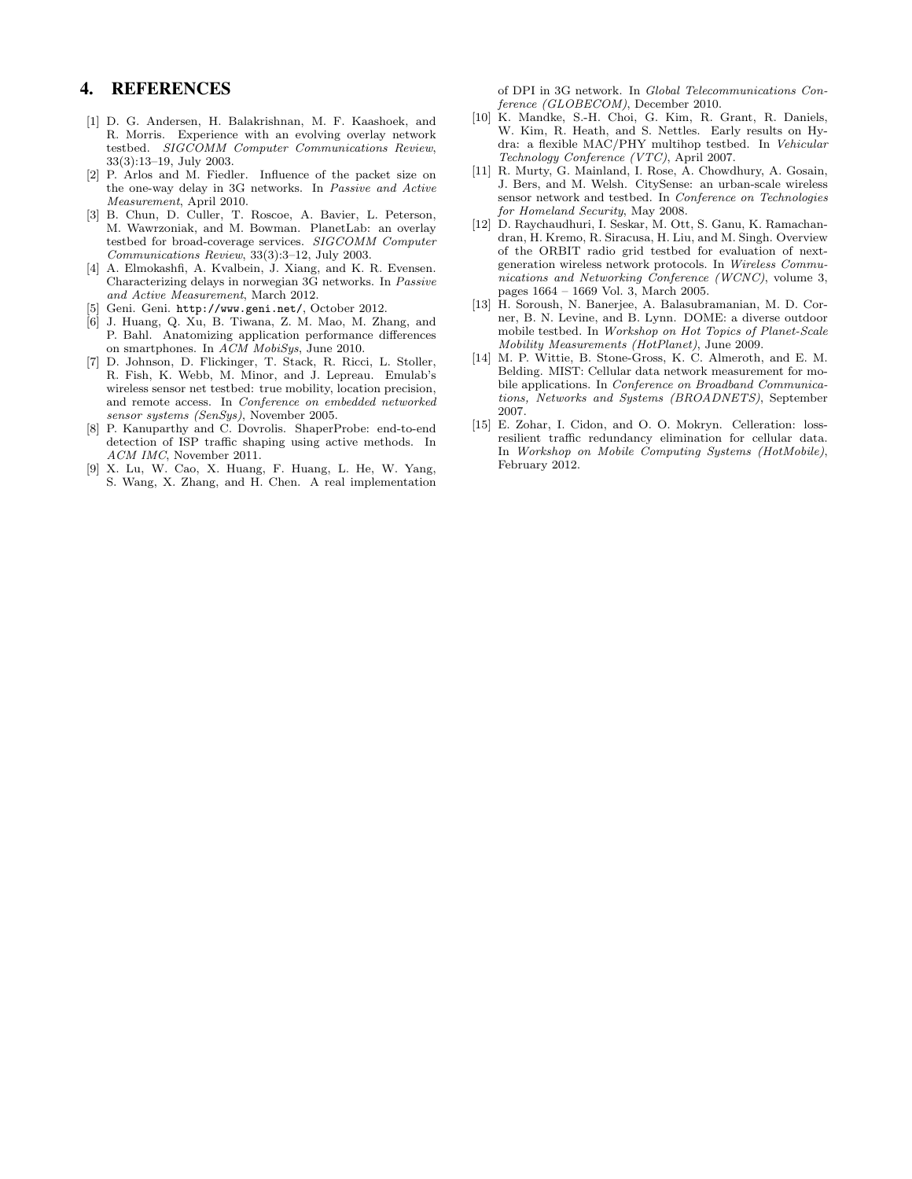# 4. REFERENCES

[1] D. G. Andersen, H. Balakrishnan, M. F. Kaashoek, and R. Morris. Experience with an evolving overlay network testbed. *SIGCOMM Computer Communications Review*, 33(3):13–19, July 2003.

[2] P. Arlos and M. Fiedler. Influence of the packet size on the one-way delay in 3G networks. In *Passive and Active Measurement*, April 2010.

[3] B. Chun, D. Culler, T. Roscoe, A. Bavier, L. Peterson, M. Wawrzoniak, and M. Bowman. PlanetLab: an overlay testbed for broad-coverage services. *SIGCOMM Computer Communications Review*, 33(3):3–12, July 2003.

[4] A. Elmokashfi, A. Kvalbein, J. Xiang, and K. R. Evensen. Characterizing delays in norwegian 3G networks. In *Passive and Active Measurement*, March 2012.

[5] Geni. Geni. http://www.geni.net/, October 2012.

[6] J. Huang, Q. Xu, B. Tiwana, Z. M. Mao, M. Zhang, and P. Bahl. Anatomizing application performance differences on smartphones. In *ACM MobiSys*, June 2010.

[7] D. Johnson, D. Flickinger, T. Stack, R. Ricci, L. Stoller, R. Fish, K. Webb, M. Minor, and J. Lepreau. Emulab's wireless sensor net testbed: true mobility, location precision, and remote access. In *Conference on embedded networked sensor systems (SenSys)*, November 2005.

[8] P. Kanuparthy and C. Dovrolis. ShaperProbe: end-to-end detection of ISP traffic shaping using active methods. In *ACM IMC*, November 2011.

[9] X. Lu, W. Cao, X. Huang, F. Huang, L. He, W. Yang, S. Wang, X. Zhang, and H. Chen. A real implementation of DPI in 3G network. In *Global Telecommunications Conference (GLOBECOM)*, December 2010.

[10] K. Mandke, S.-H. Choi, G. Kim, R. Grant, R. Daniels, W. Kim, R. Heath, and S. Nettles. Early results on Hydra: a flexible MAC/PHY multihop testbed. In *Vehicular Technology Conference (VTC)*, April 2007.

[11] R. Murty, G. Mainland, I. Rose, A. Chowdhury, A. Gosain, J. Bers, and M. Welsh. CitySense: an urban-scale wireless sensor network and testbed. In *Conference on Technologies for Homeland Security*, May 2008.

[12] D. Raychaudhuri, I. Seskar, M. Ott, S. Ganu, K. Ramachandran, H. Kremo, R. Siracusa, H. Liu, and M. Singh. Overview of the ORBIT radio grid testbed for evaluation of next-generation wireless network protocols. In *Wireless Communications and Networking Conference (WCNC)*, volume 3, pages 1664 – 1669 Vol. 3, March 2005.

[13] H. Soroush, N. Banerjee, A. Balasubramanian, M. D. Corner, B. N. Levine, and B. Lynn. DOME: a diverse outdoor mobile testbed. In *Workshop on Hot Topics of Planet-Scale Mobility Measurements (HotPlanet)*, June 2009.

[14] M. P. Wittie, B. Stone-Gross, K. C. Almeroth, and E. M. Belding. MIST: Cellular data network measurement for mobile applications. In *Conference on Broadband Communications, Networks and Systems (BROADNETS)*, September 2007.

[15] E. Zohar, I. Cidon, and O. O. Mokryn. Celleration: loss-resilient traffic redundancy elimination for cellular data. In *Workshop on Mobile Computing Systems (HotMobile)*, February 2012.